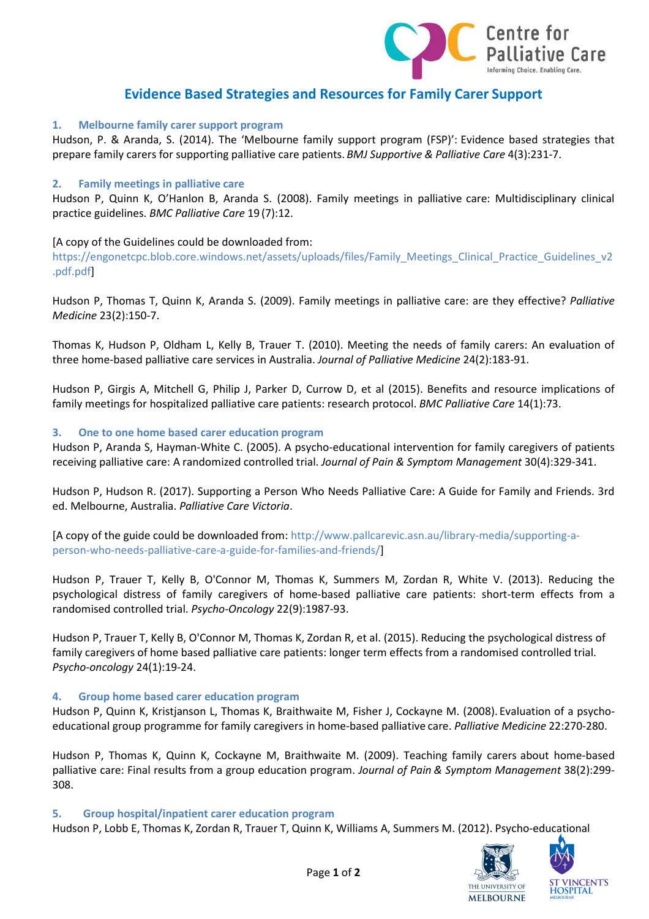# Evidence Based Strategies and Resources for Family Carer Support

## 1. Melbourne family carer support program

Hudson, P. & Aranda, S. (2014). The 'Melbourne family support program (FSP)': Evidence based strategies that prepare family carers for supporting palliative care patients. *BMJ Supportive & Palliative Care* 4(3):231-7.

## 2. Family meetings in palliative care

Hudson P, Quinn K, O'Hanlon B, Aranda S. (2008). Family meetings in palliative care: Multidisciplinary clinical practice guidelines. *BMC Palliative Care* 19 (7):12.

[A copy of the Guidelines could be downloaded from: https://engonetcpc.blob.core.windows.net/assets/uploads/files/Family_Meetings_Clinical_Practice_Guidelines_v2.pdf.pdf]

Hudson P, Thomas T, Quinn K, Aranda S. (2009). Family meetings in palliative care: are they effective? *Palliative Medicine* 23(2):150-7.

Thomas K, Hudson P, Oldham L, Kelly B, Trauer T. (2010). Meeting the needs of family carers: An evaluation of three home-based palliative care services in Australia. *Journal of Palliative Medicine* 24(2):183-91.

Hudson P, Girgis A, Mitchell G, Philip J, Parker D, Currow D, et al (2015). Benefits and resource implications of family meetings for hospitalized palliative care patients: research protocol. *BMC Palliative Care* 14(1):73.

## 3. One to one home based carer education program

Hudson P, Aranda S, Hayman-White C. (2005). A psycho-educational intervention for family caregivers of patients receiving palliative care: A randomized controlled trial. *Journal of Pain & Symptom Management* 30(4):329-341.

Hudson P, Hudson R. (2017). Supporting a Person Who Needs Palliative Care: A Guide for Family and Friends. 3rd ed. Melbourne, Australia. *Palliative Care Victoria*.

[A copy of the guide could be downloaded from: http://www.pallcarevic.asn.au/library-media/supporting-a-person-who-needs-palliative-care-a-guide-for-families-and-friends/]

Hudson P, Trauer T, Kelly B, O'Connor M, Thomas K, Summers M, Zordan R, White V. (2013). Reducing the psychological distress of family caregivers of home-based palliative care patients: short-term effects from a randomised controlled trial. *Psycho-Oncology* 22(9):1987-93.

Hudson P, Trauer T, Kelly B, O'Connor M, Thomas K, Zordan R, et al. (2015). Reducing the psychological distress of family caregivers of home based palliative care patients: longer term effects from a randomised controlled trial. *Psycho-oncology* 24(1):19-24.

## 4. Group home based carer education program

Hudson P, Quinn K, Kristjanson L, Thomas K, Braithwaite M, Fisher J, Cockayne M. (2008). Evaluation of a psycho-educational group programme for family caregivers in home-based palliative care. *Palliative Medicine* 22:270-280.

Hudson P, Thomas K, Quinn K, Cockayne M, Braithwaite M. (2009). Teaching family carers about home-based palliative care: Final results from a group education program. *Journal of Pain & Symptom Management* 38(2):299-308.

## 5. Group hospital/inpatient carer education program

Hudson P, Lobb E, Thomas K, Zordan R, Trauer T, Quinn K, Williams A, Summers M. (2012). Psycho-educational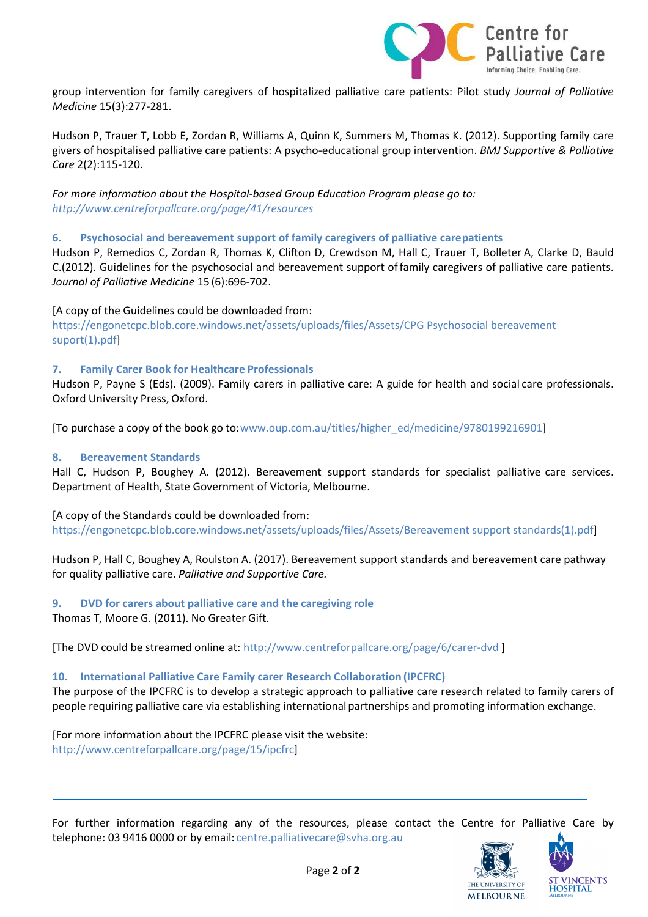group intervention for family caregivers of hospitalized palliative care patients: Pilot study *Journal of Palliative Medicine* 15(3):277-281.

Hudson P, Trauer T, Lobb E, Zordan R, Williams A, Quinn K, Summers M, Thomas K. (2012). Supporting family care givers of hospitalised palliative care patients: A psycho-educational group intervention. *BMJ Supportive & Palliative Care* 2(2):115-120.

*For more information about the Hospital-based Group Education Program please go to:*
*http://www.centreforpallcare.org/page/41/resources*

### 6. Psychosocial and bereavement support of family caregivers of palliative care patients

Hudson P, Remedios C, Zordan R, Thomas K, Clifton D, Crewdson M, Hall C, Trauer T, Bolleter A, Clarke D, Bauld C.(2012). Guidelines for the psychosocial and bereavement support of family caregivers of palliative care patients. *Journal of Palliative Medicine* 15 (6):696-702.

[A copy of the Guidelines could be downloaded from:
https://engonetcpc.blob.core.windows.net/assets/uploads/files/Assets/CPG Psychosocial bereavement suport(1).pdf]

### 7. Family Carer Book for Healthcare Professionals

Hudson P, Payne S (Eds). (2009). Family carers in palliative care: A guide for health and social care professionals. Oxford University Press, Oxford.

[To purchase a copy of the book go to: www.oup.com.au/titles/higher_ed/medicine/9780199216901]

### 8. Bereavement Standards

Hall C, Hudson P, Boughey A. (2012). Bereavement support standards for specialist palliative care services. Department of Health, State Government of Victoria, Melbourne.

[A copy of the Standards could be downloaded from:
https://engonetcpc.blob.core.windows.net/assets/uploads/files/Assets/Bereavement support standards(1).pdf]

Hudson P, Hall C, Boughey A, Roulston A. (2017). Bereavement support standards and bereavement care pathway for quality palliative care. *Palliative and Supportive Care.*

### 9. DVD for carers about palliative care and the caregiving role

Thomas T, Moore G. (2011). No Greater Gift.

[The DVD could be streamed online at: http://www.centreforpallcare.org/page/6/carer-dvd ]

### 10. International Palliative Care Family carer Research Collaboration (IPCFRC)

The purpose of the IPCFRC is to develop a strategic approach to palliative care research related to family carers of people requiring palliative care via establishing international partnerships and promoting information exchange.

[For more information about the IPCFRC please visit the website:
http://www.centreforpallcare.org/page/15/ipcfrc]

---

For further information regarding any of the resources, please contact the Centre for Palliative Care by telephone: 03 9416 0000 or by email: centre.palliativecare@svha.org.au